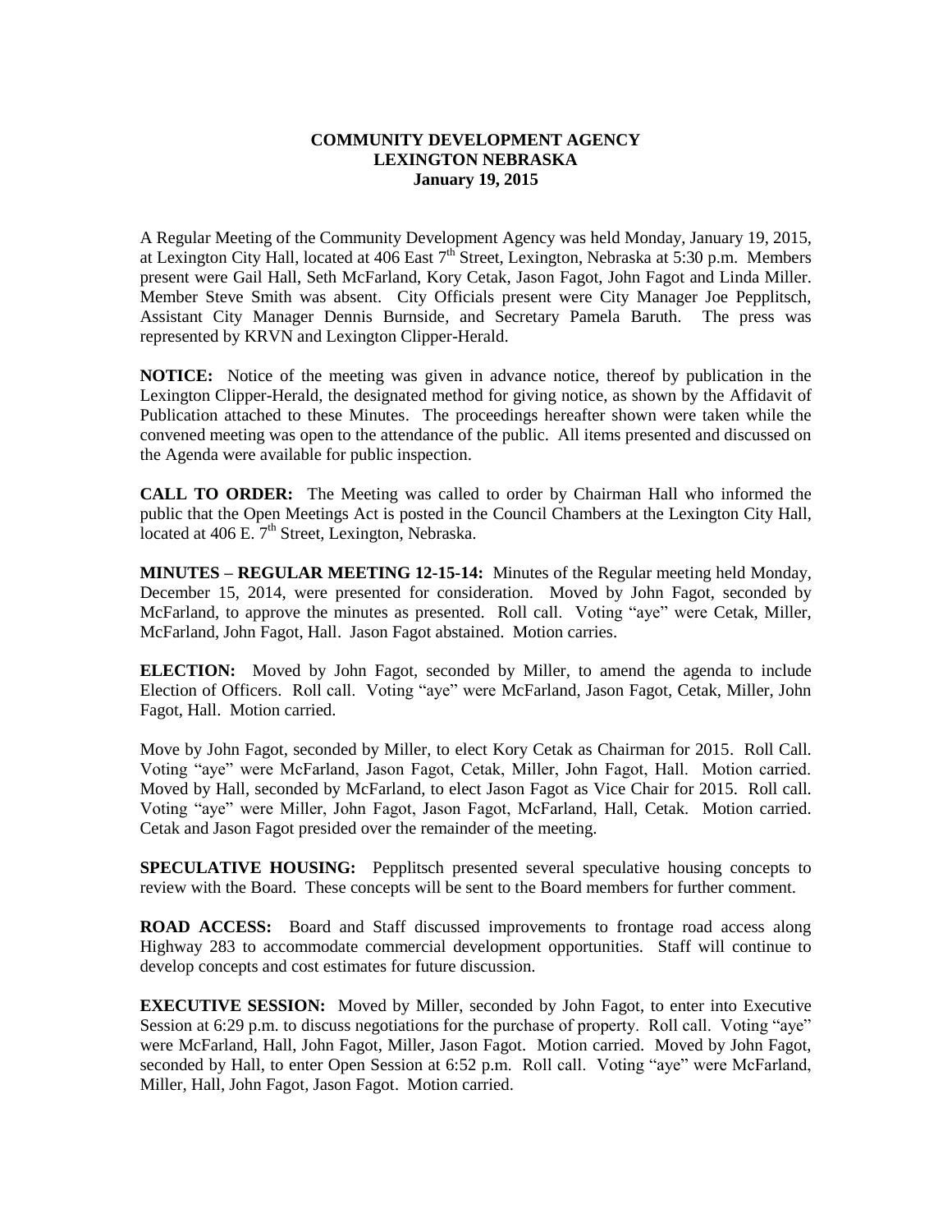**COMMUNITY DEVELOPMENT AGENCY**
**LEXINGTON NEBRASKA**
**January 19, 2015**

A Regular Meeting of the Community Development Agency was held Monday, January 19, 2015, at Lexington City Hall, located at 406 East 7th Street, Lexington, Nebraska at 5:30 p.m. Members present were Gail Hall, Seth McFarland, Kory Cetak, Jason Fagot, John Fagot and Linda Miller. Member Steve Smith was absent. City Officials present were City Manager Joe Pepplitsch, Assistant City Manager Dennis Burnside, and Secretary Pamela Baruth. The press was represented by KRVN and Lexington Clipper-Herald.

**NOTICE:** Notice of the meeting was given in advance notice, thereof by publication in the Lexington Clipper-Herald, the designated method for giving notice, as shown by the Affidavit of Publication attached to these Minutes. The proceedings hereafter shown were taken while the convened meeting was open to the attendance of the public. All items presented and discussed on the Agenda were available for public inspection.

**CALL TO ORDER:** The Meeting was called to order by Chairman Hall who informed the public that the Open Meetings Act is posted in the Council Chambers at the Lexington City Hall, located at 406 E. 7th Street, Lexington, Nebraska.

**MINUTES – REGULAR MEETING 12-15-14:** Minutes of the Regular meeting held Monday, December 15, 2014, were presented for consideration. Moved by John Fagot, seconded by McFarland, to approve the minutes as presented. Roll call. Voting "aye" were Cetak, Miller, McFarland, John Fagot, Hall. Jason Fagot abstained. Motion carries.

**ELECTION:** Moved by John Fagot, seconded by Miller, to amend the agenda to include Election of Officers. Roll call. Voting "aye" were McFarland, Jason Fagot, Cetak, Miller, John Fagot, Hall. Motion carried.

Move by John Fagot, seconded by Miller, to elect Kory Cetak as Chairman for 2015. Roll Call. Voting "aye" were McFarland, Jason Fagot, Cetak, Miller, John Fagot, Hall. Motion carried. Moved by Hall, seconded by McFarland, to elect Jason Fagot as Vice Chair for 2015. Roll call. Voting "aye" were Miller, John Fagot, Jason Fagot, McFarland, Hall, Cetak. Motion carried. Cetak and Jason Fagot presided over the remainder of the meeting.

**SPECULATIVE HOUSING:** Pepplitsch presented several speculative housing concepts to review with the Board. These concepts will be sent to the Board members for further comment.

**ROAD ACCESS:** Board and Staff discussed improvements to frontage road access along Highway 283 to accommodate commercial development opportunities. Staff will continue to develop concepts and cost estimates for future discussion.

**EXECUTIVE SESSION:** Moved by Miller, seconded by John Fagot, to enter into Executive Session at 6:29 p.m. to discuss negotiations for the purchase of property. Roll call. Voting "aye" were McFarland, Hall, John Fagot, Miller, Jason Fagot. Motion carried. Moved by John Fagot, seconded by Hall, to enter Open Session at 6:52 p.m. Roll call. Voting "aye" were McFarland, Miller, Hall, John Fagot, Jason Fagot. Motion carried.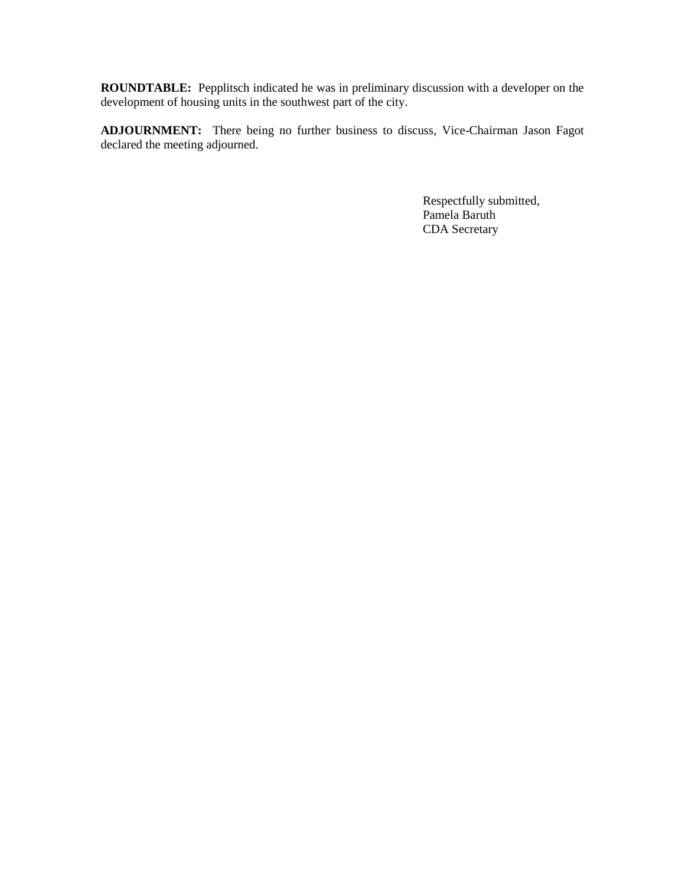**ROUNDTABLE:** Pepplitsch indicated he was in preliminary discussion with a developer on the development of housing units in the southwest part of the city.

**ADJOURNMENT:** There being no further business to discuss, Vice-Chairman Jason Fagot declared the meeting adjourned.

Respectfully submitted,
Pamela Baruth
CDA Secretary